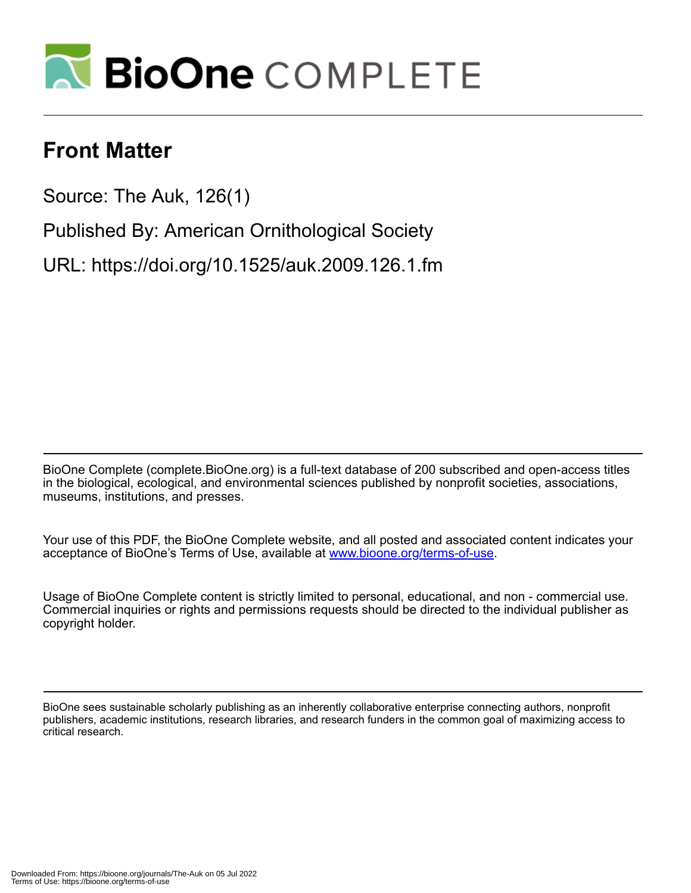# Front Matter

Source: The Auk, 126(1)

Published By: American Ornithological Society

URL: https://doi.org/10.1525/auk.2009.126.1.fm

BioOne Complete (complete.BioOne.org) is a full-text database of 200 subscribed and open-access titles in the biological, ecological, and environmental sciences published by nonprofit societies, associations, museums, institutions, and presses.

Your use of this PDF, the BioOne Complete website, and all posted and associated content indicates your acceptance of BioOne's Terms of Use, available at www.bioone.org/terms-of-use.

Usage of BioOne Complete content is strictly limited to personal, educational, and non - commercial use. Commercial inquiries or rights and permissions requests should be directed to the individual publisher as copyright holder.

BioOne sees sustainable scholarly publishing as an inherently collaborative enterprise connecting authors, nonprofit publishers, academic institutions, research libraries, and research funders in the common goal of maximizing access to critical research.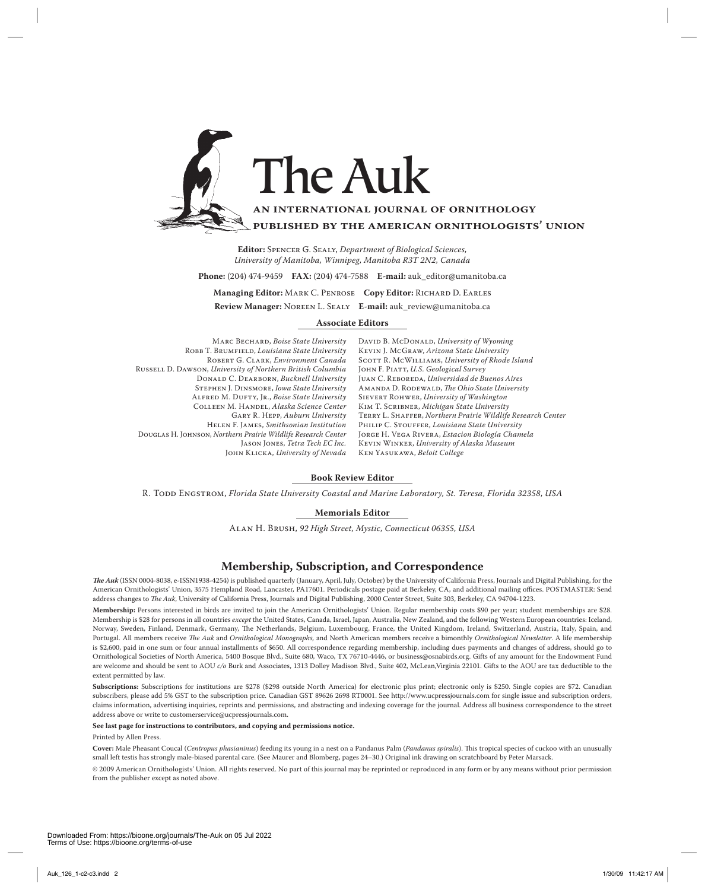# The Auk

**AN INTERNATIONAL JOURNAL OF ORNITHOLOGY**
**PUBLISHED BY THE AMERICAN ORNITHOLOGISTS' UNION**

**Editor:** Spencer G. Sealy, *Department of Biological Sciences, University of Manitoba, Winnipeg, Manitoba R3T 2N2, Canada*

**Phone:** (204) 474-9459 **FAX:** (204) 474-7588 **E-mail:** auk_editor@umanitoba.ca

**Managing Editor:** Mark C. Penrose **Copy Editor:** Richard D. Earles

**Review Manager:** Noreen L. Sealy **E-mail:** auk_review@umanitoba.ca

## Associate Editors

Marc Bechard, *Boise State University*
Robb T. Brumfield, *Louisiana State University*
Robert G. Clark, *Environment Canada*
Russell D. Dawson, *University of Northern British Columbia*
Donald C. Dearborn, *Bucknell University*
Stephen J. Dinsmore, *Iowa State University*
Alfred M. Dufty, Jr., *Boise State University*
Colleen M. Handel, *Alaska Science Center*
Gary R. Hepp, *Auburn University*
Helen F. James, *Smithsonian Institution*
Douglas H. Johnson, *Northern Prairie Wildlife Research Center*
Jason Jones, *Tetra Tech EC Inc.*
John Klicka, *University of Nevada*
David B. McDonald, *University of Wyoming*
Kevin J. McGraw, *Arizona State University*
Scott R. McWilliams, *University of Rhode Island*
John F. Piatt, *U.S. Geological Survey*
Juan C. Reboreda, *Universidad de Buenos Aires*
Amanda D. Rodewald, *The Ohio State University*
Sievert Rohwer, *University of Washington*
Kim T. Scribner, *Michigan State University*
Terry L. Shaffer, *Northern Prairie Wildlife Research Center*
Philip C. Stouffer, *Louisiana State University*
Jorge H. Vega Rivera, *Estacion Biología Chamela*
Kevin Winker, *University of Alaska Museum*
Ken Yasukawa, *Beloit College*

## Book Review Editor

R. Todd Engstrom, *Florida State University Coastal and Marine Laboratory, St. Teresa, Florida 32358, USA*

## Memorials Editor

Alan H. Brush, *92 High Street, Mystic, Connecticut 06355, USA*

## Membership, Subscription, and Correspondence

***The Auk*** (ISSN 0004-8038, e-ISSN1938-4254) is published quarterly (January, April, July, October) by the University of California Press, Journals and Digital Publishing, for the American Ornithologists' Union, 3575 Hempland Road, Lancaster, PA17601. Periodicals postage paid at Berkeley, CA, and additional mailing offices. POSTMASTER: Send address changes to *The Auk*, University of California Press, Journals and Digital Publishing, 2000 Center Street, Suite 303, Berkeley, CA 94704-1223.

**Membership:** Persons interested in birds are invited to join the American Ornithologists' Union. Regular membership costs $90 per year; student memberships are $28. Membership is $28 for persons in all countries *except* the United States, Canada, Israel, Japan, Australia, New Zealand, and the following Western European countries: Iceland, Norway, Sweden, Finland, Denmark, Germany, The Netherlands, Belgium, Luxembourg, France, the United Kingdom, Ireland, Switzerland, Austria, Italy, Spain, and Portugal. All members receive *The Auk* and *Ornithological Monographs*, and North American members receive a bimonthly *Ornithological Newsletter*. A life membership is $2,600, paid in one sum or four annual installments of $650. All correspondence regarding membership, including dues payments and changes of address, should go to Ornithological Societies of North America, 5400 Bosque Blvd., Suite 680, Waco, TX 76710-4446, or business@osnabirds.org. Gifts of any amount for the Endowment Fund are welcome and should be sent to AOU *c/o* Burk and Associates, 1313 Dolley Madison Blvd., Suite 402, McLean,Virginia 22101. Gifts to the AOU are tax deductible to the extent permitted by law.

**Subscriptions:** Subscriptions for institutions are $278 ($298 outside North America) for electronic plus print; electronic only is $250. Single copies are $72. Canadian subscribers, please add 5% GST to the subscription price. Canadian GST 89626 2698 RT0001. See http://www.ucpressjournals.com for single issue and subscription orders, claims information, advertising inquiries, reprints and permissions, and abstracting and indexing coverage for the journal. Address all business correspondence to the street address above or write to customerservice@ucpressjournals.com.

**See last page for instructions to contributors, and copying and permissions notice.**

Printed by Allen Press.

**Cover:** Male Pheasant Coucal (*Centropus phasianinus*) feeding its young in a nest on a Pandanus Palm (*Pandanus spiralis*). This tropical species of cuckoo with an unusually small left testis has strongly male-biased parental care. (See Maurer and Blomberg, pages 24–30.) Original ink drawing on scratchboard by Peter Marsack.

© 2009 American Ornithologists' Union. All rights reserved. No part of this journal may be reprinted or reproduced in any form or by any means without prior permission from the publisher except as noted above.